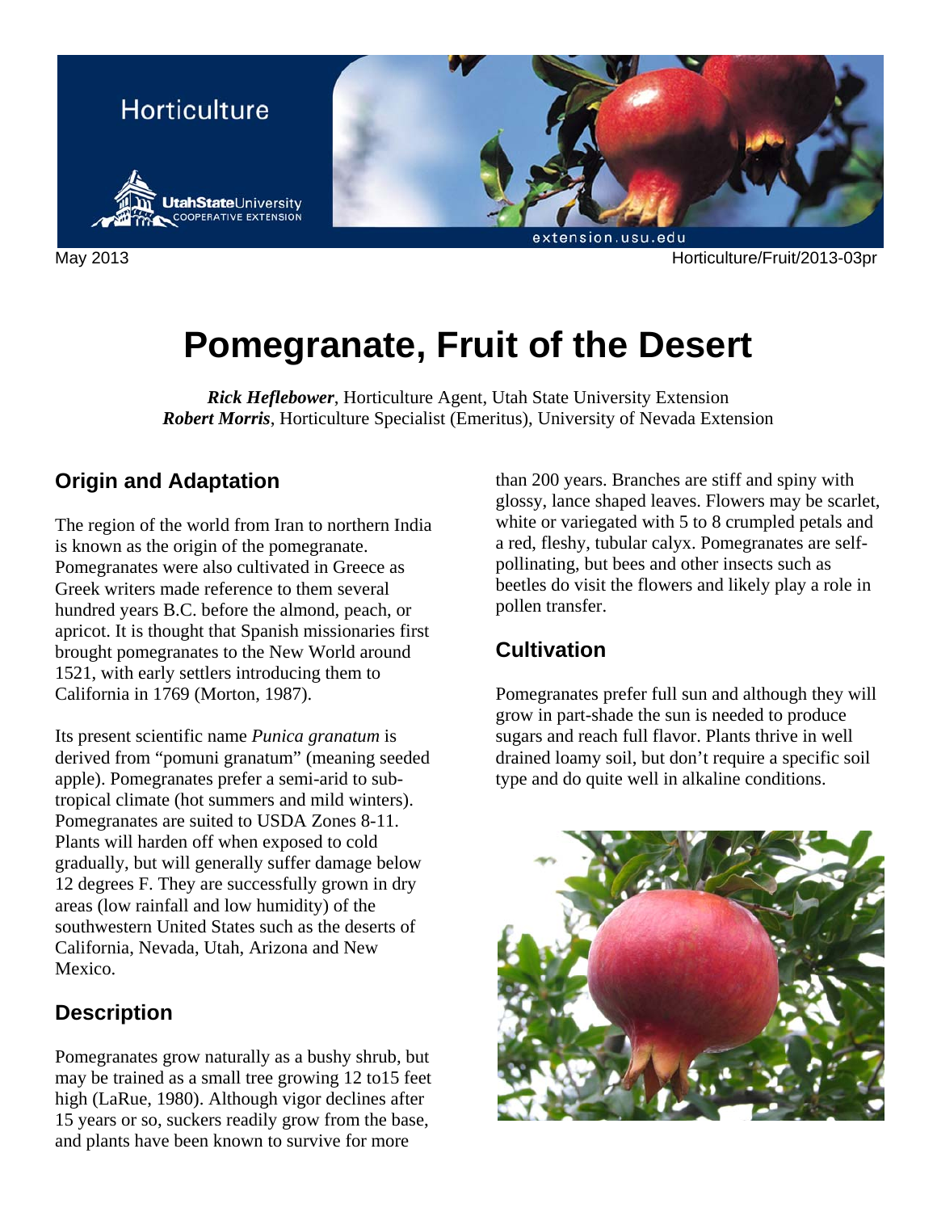Horticulture

Utah State University Cooperative Extension

May 2013 Horticulture/Fruit/2013-03pr

# Pomegranate, Fruit of the Desert

***Rick Heflebower***, Horticulture Agent, Utah State University Extension
***Robert Morris***, Horticulture Specialist (Emeritus), University of Nevada Extension

## Origin and Adaptation

The region of the world from Iran to northern India is known as the origin of the pomegranate. Pomegranates were also cultivated in Greece as Greek writers made reference to them several hundred years B.C. before the almond, peach, or apricot. It is thought that Spanish missionaries first brought pomegranates to the New World around 1521, with early settlers introducing them to California in 1769 (Morton, 1987).

Its present scientific name *Punica granatum* is derived from "pomuni granatum" (meaning seeded apple). Pomegranates prefer a semi-arid to sub-tropical climate (hot summers and mild winters). Pomegranates are suited to USDA Zones 8-11. Plants will harden off when exposed to cold gradually, but will generally suffer damage below 12 degrees F. They are successfully grown in dry areas (low rainfall and low humidity) of the southwestern United States such as the deserts of California, Nevada, Utah, Arizona and New Mexico.

## Description

Pomegranates grow naturally as a bushy shrub, but may be trained as a small tree growing 12 to15 feet high (LaRue, 1980). Although vigor declines after 15 years or so, suckers readily grow from the base, and plants have been known to survive for more than 200 years. Branches are stiff and spiny with glossy, lance shaped leaves. Flowers may be scarlet, white or variegated with 5 to 8 crumpled petals and a red, fleshy, tubular calyx. Pomegranates are self-pollinating, but bees and other insects such as beetles do visit the flowers and likely play a role in pollen transfer.

## Cultivation

Pomegranates prefer full sun and although they will grow in part-shade the sun is needed to produce sugars and reach full flavor. Plants thrive in well drained loamy soil, but don't require a specific soil type and do quite well in alkaline conditions.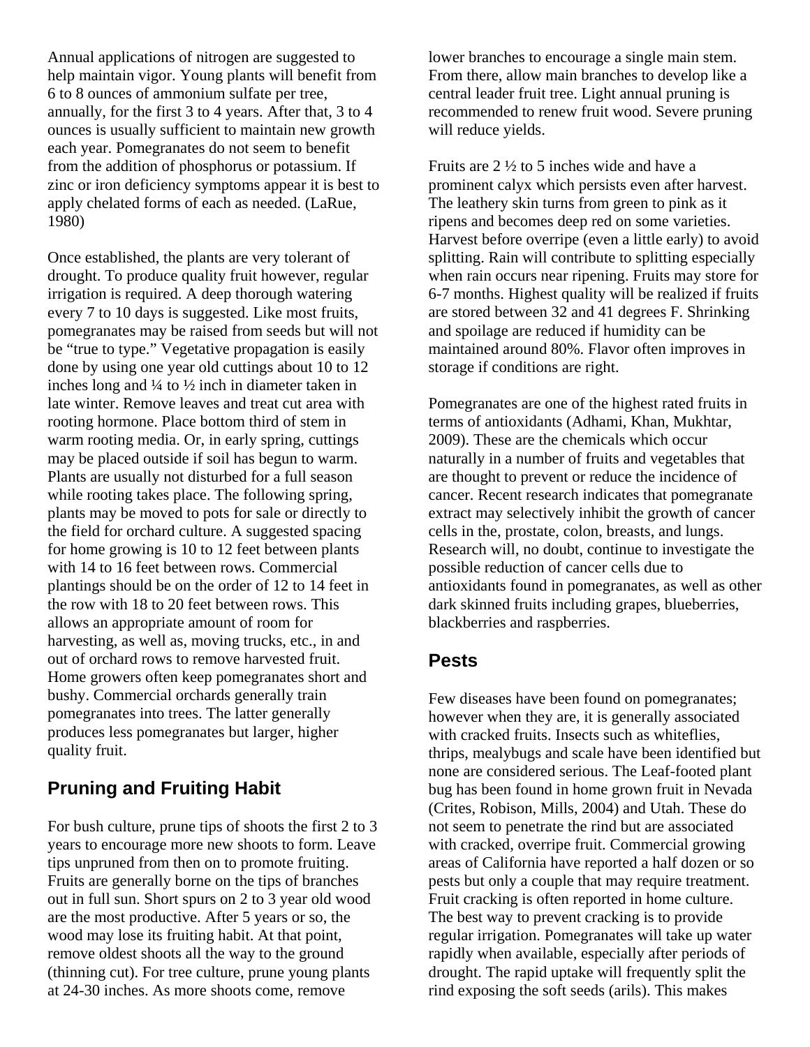Annual applications of nitrogen are suggested to help maintain vigor. Young plants will benefit from 6 to 8 ounces of ammonium sulfate per tree, annually, for the first 3 to 4 years. After that, 3 to 4 ounces is usually sufficient to maintain new growth each year. Pomegranates do not seem to benefit from the addition of phosphorus or potassium. If zinc or iron deficiency symptoms appear it is best to apply chelated forms of each as needed. (LaRue, 1980)

Once established, the plants are very tolerant of drought. To produce quality fruit however, regular irrigation is required. A deep thorough watering every 7 to 10 days is suggested. Like most fruits, pomegranates may be raised from seeds but will not be "true to type." Vegetative propagation is easily done by using one year old cuttings about 10 to 12 inches long and ¼ to ½ inch in diameter taken in late winter. Remove leaves and treat cut area with rooting hormone. Place bottom third of stem in warm rooting media. Or, in early spring, cuttings may be placed outside if soil has begun to warm. Plants are usually not disturbed for a full season while rooting takes place. The following spring, plants may be moved to pots for sale or directly to the field for orchard culture. A suggested spacing for home growing is 10 to 12 feet between plants with 14 to 16 feet between rows. Commercial plantings should be on the order of 12 to 14 feet in the row with 18 to 20 feet between rows. This allows an appropriate amount of room for harvesting, as well as, moving trucks, etc., in and out of orchard rows to remove harvested fruit. Home growers often keep pomegranates short and bushy. Commercial orchards generally train pomegranates into trees. The latter generally produces less pomegranates but larger, higher quality fruit.

## Pruning and Fruiting Habit

For bush culture, prune tips of shoots the first 2 to 3 years to encourage more new shoots to form. Leave tips unpruned from then on to promote fruiting. Fruits are generally borne on the tips of branches out in full sun. Short spurs on 2 to 3 year old wood are the most productive. After 5 years or so, the wood may lose its fruiting habit. At that point, remove oldest shoots all the way to the ground (thinning cut). For tree culture, prune young plants at 24-30 inches. As more shoots come, remove lower branches to encourage a single main stem. From there, allow main branches to develop like a central leader fruit tree. Light annual pruning is recommended to renew fruit wood. Severe pruning will reduce yields.

Fruits are 2 ½ to 5 inches wide and have a prominent calyx which persists even after harvest. The leathery skin turns from green to pink as it ripens and becomes deep red on some varieties. Harvest before overripe (even a little early) to avoid splitting. Rain will contribute to splitting especially when rain occurs near ripening. Fruits may store for 6-7 months. Highest quality will be realized if fruits are stored between 32 and 41 degrees F. Shrinking and spoilage are reduced if humidity can be maintained around 80%. Flavor often improves in storage if conditions are right.

Pomegranates are one of the highest rated fruits in terms of antioxidants (Adhami, Khan, Mukhtar, 2009). These are the chemicals which occur naturally in a number of fruits and vegetables that are thought to prevent or reduce the incidence of cancer. Recent research indicates that pomegranate extract may selectively inhibit the growth of cancer cells in the, prostate, colon, breasts, and lungs. Research will, no doubt, continue to investigate the possible reduction of cancer cells due to antioxidants found in pomegranates, as well as other dark skinned fruits including grapes, blueberries, blackberries and raspberries.

## Pests

Few diseases have been found on pomegranates; however when they are, it is generally associated with cracked fruits. Insects such as whiteflies, thrips, mealybugs and scale have been identified but none are considered serious. The Leaf-footed plant bug has been found in home grown fruit in Nevada (Crites, Robison, Mills, 2004) and Utah. These do not seem to penetrate the rind but are associated with cracked, overripe fruit. Commercial growing areas of California have reported a half dozen or so pests but only a couple that may require treatment. Fruit cracking is often reported in home culture. The best way to prevent cracking is to provide regular irrigation. Pomegranates will take up water rapidly when available, especially after periods of drought. The rapid uptake will frequently split the rind exposing the soft seeds (arils). This makes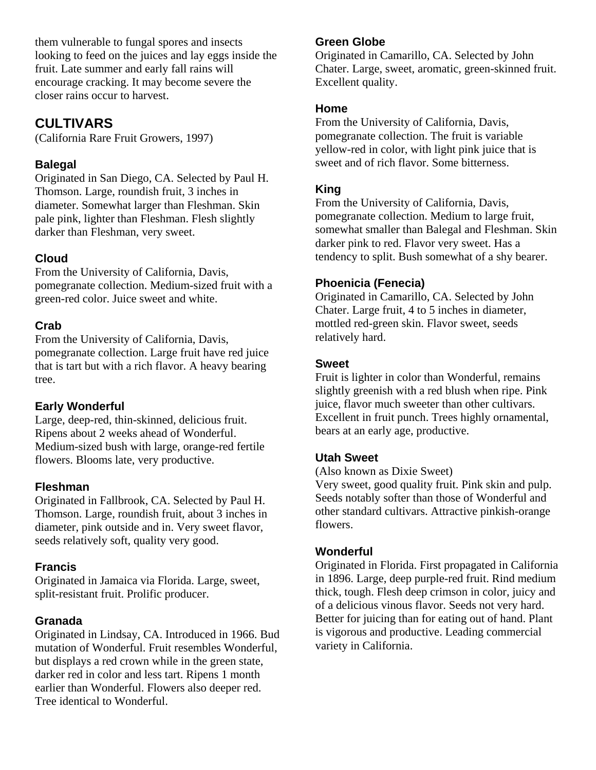them vulnerable to fungal spores and insects looking to feed on the juices and lay eggs inside the fruit. Late summer and early fall rains will encourage cracking. It may become severe the closer rains occur to harvest.

## CULTIVARS

(California Rare Fruit Growers, 1997)

### Balegal

Originated in San Diego, CA. Selected by Paul H. Thomson. Large, roundish fruit, 3 inches in diameter. Somewhat larger than Fleshman. Skin pale pink, lighter than Fleshman. Flesh slightly darker than Fleshman, very sweet.

### Cloud

From the University of California, Davis, pomegranate collection. Medium-sized fruit with a green-red color. Juice sweet and white.

### Crab

From the University of California, Davis, pomegranate collection. Large fruit have red juice that is tart but with a rich flavor. A heavy bearing tree.

### Early Wonderful

Large, deep-red, thin-skinned, delicious fruit. Ripens about 2 weeks ahead of Wonderful. Medium-sized bush with large, orange-red fertile flowers. Blooms late, very productive.

### Fleshman

Originated in Fallbrook, CA. Selected by Paul H. Thomson. Large, roundish fruit, about 3 inches in diameter, pink outside and in. Very sweet flavor, seeds relatively soft, quality very good.

### Francis

Originated in Jamaica via Florida. Large, sweet, split-resistant fruit. Prolific producer.

### Granada

Originated in Lindsay, CA. Introduced in 1966. Bud mutation of Wonderful. Fruit resembles Wonderful, but displays a red crown while in the green state, darker red in color and less tart. Ripens 1 month earlier than Wonderful. Flowers also deeper red. Tree identical to Wonderful.

### Green Globe

Originated in Camarillo, CA. Selected by John Chater. Large, sweet, aromatic, green-skinned fruit. Excellent quality.

### Home

From the University of California, Davis, pomegranate collection. The fruit is variable yellow-red in color, with light pink juice that is sweet and of rich flavor. Some bitterness.

### King

From the University of California, Davis, pomegranate collection. Medium to large fruit, somewhat smaller than Balegal and Fleshman. Skin darker pink to red. Flavor very sweet. Has a tendency to split. Bush somewhat of a shy bearer.

### Phoenicia (Fenecia)

Originated in Camarillo, CA. Selected by John Chater. Large fruit, 4 to 5 inches in diameter, mottled red-green skin. Flavor sweet, seeds relatively hard.

### Sweet

Fruit is lighter in color than Wonderful, remains slightly greenish with a red blush when ripe. Pink juice, flavor much sweeter than other cultivars. Excellent in fruit punch. Trees highly ornamental, bears at an early age, productive.

### Utah Sweet

(Also known as Dixie Sweet)

Very sweet, good quality fruit. Pink skin and pulp. Seeds notably softer than those of Wonderful and other standard cultivars. Attractive pinkish-orange flowers.

### Wonderful

Originated in Florida. First propagated in California in 1896. Large, deep purple-red fruit. Rind medium thick, tough. Flesh deep crimson in color, juicy and of a delicious vinous flavor. Seeds not very hard. Better for juicing than for eating out of hand. Plant is vigorous and productive. Leading commercial variety in California.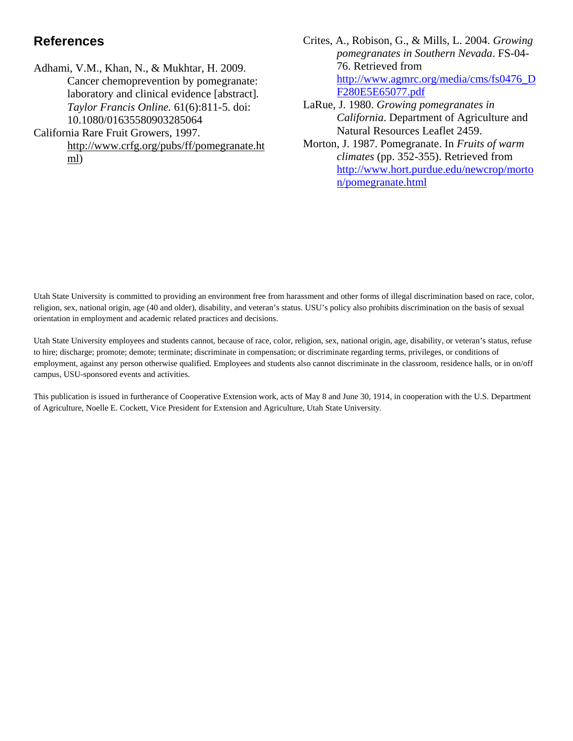## References

Adhami, V.M., Khan, N., & Mukhtar, H. 2009. Cancer chemoprevention by pomegranate: laboratory and clinical evidence [abstract]. *Taylor Francis Online.* 61(6):811-5. doi: 10.1080/01635580903285064

California Rare Fruit Growers, 1997. http://www.crfg.org/pubs/ff/pomegranate.html)

Crites, A., Robison, G., & Mills, L. 2004. *Growing pomegranates in Southern Nevada*. FS-04-76. Retrieved from http://www.agmrc.org/media/cms/fs0476_DF280E5E65077.pdf

LaRue, J. 1980. *Growing pomegranates in California*. Department of Agriculture and Natural Resources Leaflet 2459.

Morton, J. 1987. Pomegranate. In *Fruits of warm climates* (pp. 352-355). Retrieved from http://www.hort.purdue.edu/newcrop/morton/pomegranate.html

Utah State University is committed to providing an environment free from harassment and other forms of illegal discrimination based on race, color, religion, sex, national origin, age (40 and older), disability, and veteran's status. USU's policy also prohibits discrimination on the basis of sexual orientation in employment and academic related practices and decisions.

Utah State University employees and students cannot, because of race, color, religion, sex, national origin, age, disability, or veteran's status, refuse to hire; discharge; promote; demote; terminate; discriminate in compensation; or discriminate regarding terms, privileges, or conditions of employment, against any person otherwise qualified. Employees and students also cannot discriminate in the classroom, residence halls, or in on/off campus, USU-sponsored events and activities.

This publication is issued in furtherance of Cooperative Extension work, acts of May 8 and June 30, 1914, in cooperation with the U.S. Department of Agriculture, Noelle E. Cockett, Vice President for Extension and Agriculture, Utah State University.